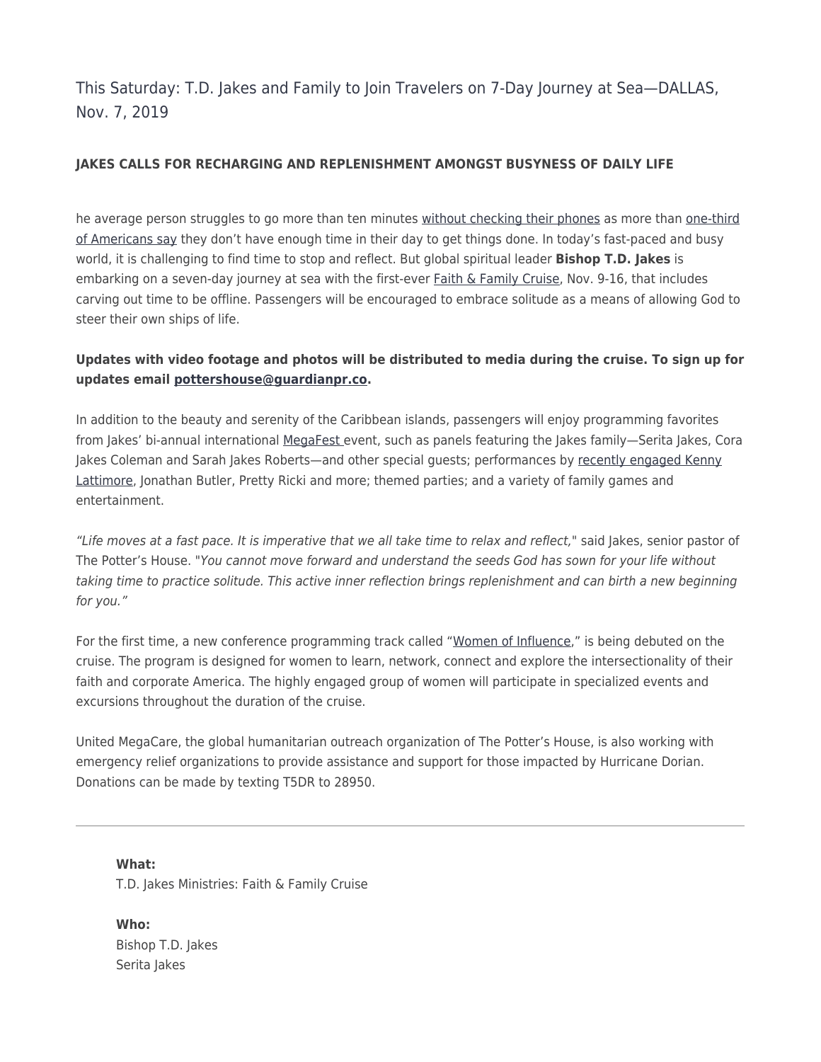# This Saturday: T.D. Jakes and Family to Join Travelers on 7-Day Journey at Sea—DALLAS, Nov. 7, 2019

**JAKES CALLS FOR RECHARGING AND REPLENISHMENT AMONGST BUSYNESS OF DAILY LIFE**

he average person struggles to go more than ten minutes without checking their phones as more than one-third of Americans say they don't have enough time in their day to get things done. In today's fast-paced and busy world, it is challenging to find time to stop and reflect. But global spiritual leader **Bishop T.D. Jakes** is embarking on a seven-day journey at sea with the first-ever Faith & Family Cruise, Nov. 9-16, that includes carving out time to be offline. Passengers will be encouraged to embrace solitude as a means of allowing God to steer their own ships of life.

**Updates with video footage and photos will be distributed to media during the cruise. To sign up for updates email pottershouse@guardianpr.co.**

In addition to the beauty and serenity of the Caribbean islands, passengers will enjoy programming favorites from Jakes' bi-annual international MegaFest event, such as panels featuring the Jakes family—Serita Jakes, Cora Jakes Coleman and Sarah Jakes Roberts—and other special guests; performances by recently engaged Kenny Lattimore, Jonathan Butler, Pretty Ricki and more; themed parties; and a variety of family games and entertainment.

*"Life moves at a fast pace. It is imperative that we all take time to relax and reflect,"* said Jakes, senior pastor of The Potter's House. "*You cannot move forward and understand the seeds God has sown for your life without taking time to practice solitude. This active inner reflection brings replenishment and can birth a new beginning for you."*

For the first time, a new conference programming track called "Women of Influence," is being debuted on the cruise. The program is designed for women to learn, network, connect and explore the intersectionality of their faith and corporate America. The highly engaged group of women will participate in specialized events and excursions throughout the duration of the cruise.

United MegaCare, the global humanitarian outreach organization of The Potter's House, is also working with emergency relief organizations to provide assistance and support for those impacted by Hurricane Dorian. Donations can be made by texting T5DR to 28950.

---

**What:**
T.D. Jakes Ministries: Faith & Family Cruise

**Who:**
Bishop T.D. Jakes
Serita Jakes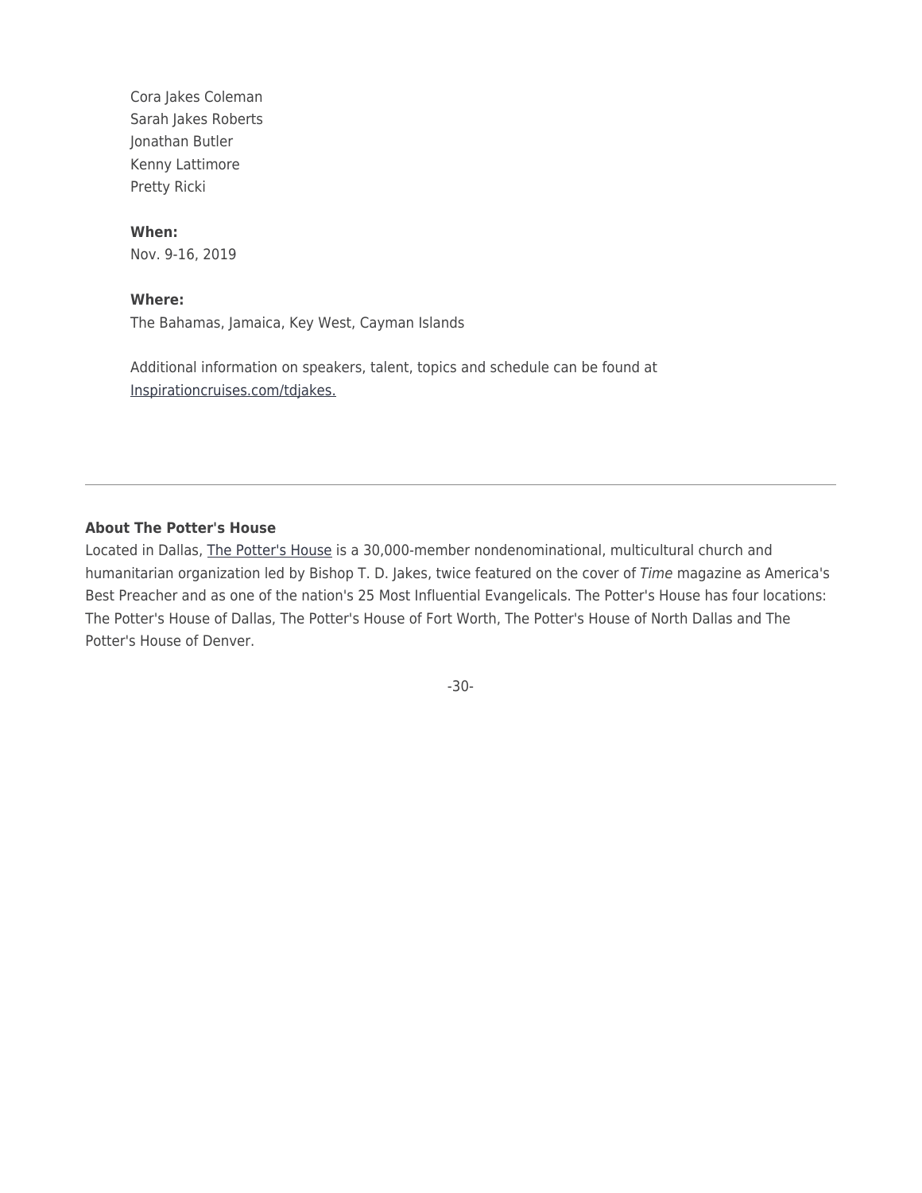Cora Jakes Coleman
Sarah Jakes Roberts
Jonathan Butler
Kenny Lattimore
Pretty Ricki

**When:**
Nov. 9-16, 2019

**Where:**
The Bahamas, Jamaica, Key West, Cayman Islands

Additional information on speakers, talent, topics and schedule can be found at Inspirationcruises.com/tdjakes.

---

**About The Potter's House**
Located in Dallas, The Potter's House is a 30,000-member nondenominational, multicultural church and humanitarian organization led by Bishop T. D. Jakes, twice featured on the cover of *Time* magazine as America's Best Preacher and as one of the nation's 25 Most Influential Evangelicals. The Potter's House has four locations: The Potter's House of Dallas, The Potter's House of Fort Worth, The Potter's House of North Dallas and The Potter's House of Denver.

-30-